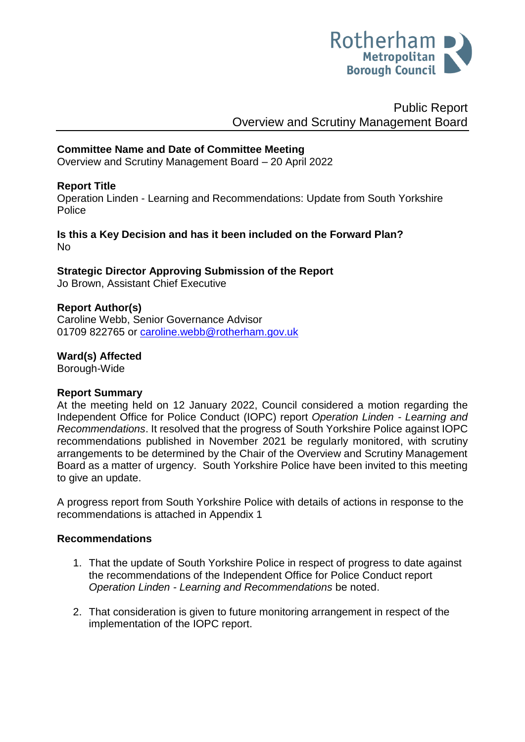Rotherham Metropolitan Borough Council

Public Report
Overview and Scrutiny Management Board

**Committee Name and Date of Committee Meeting**
Overview and Scrutiny Management Board – 20 April 2022

**Report Title**
Operation Linden - Learning and Recommendations: Update from South Yorkshire Police

**Is this a Key Decision and has it been included on the Forward Plan?**
No

**Strategic Director Approving Submission of the Report**
Jo Brown, Assistant Chief Executive

**Report Author(s)**
Caroline Webb, Senior Governance Advisor
01709 822765 or caroline.webb@rotherham.gov.uk

**Ward(s) Affected**
Borough-Wide

**Report Summary**
At the meeting held on 12 January 2022, Council considered a motion regarding the Independent Office for Police Conduct (IOPC) report *Operation Linden - Learning and Recommendations*. It resolved that the progress of South Yorkshire Police against IOPC recommendations published in November 2021 be regularly monitored, with scrutiny arrangements to be determined by the Chair of the Overview and Scrutiny Management Board as a matter of urgency. South Yorkshire Police have been invited to this meeting to give an update.

A progress report from South Yorkshire Police with details of actions in response to the recommendations is attached in Appendix 1

**Recommendations**

1. That the update of South Yorkshire Police in respect of progress to date against the recommendations of the Independent Office for Police Conduct report *Operation Linden - Learning and Recommendations* be noted.

2. That consideration is given to future monitoring arrangement in respect of the implementation of the IOPC report.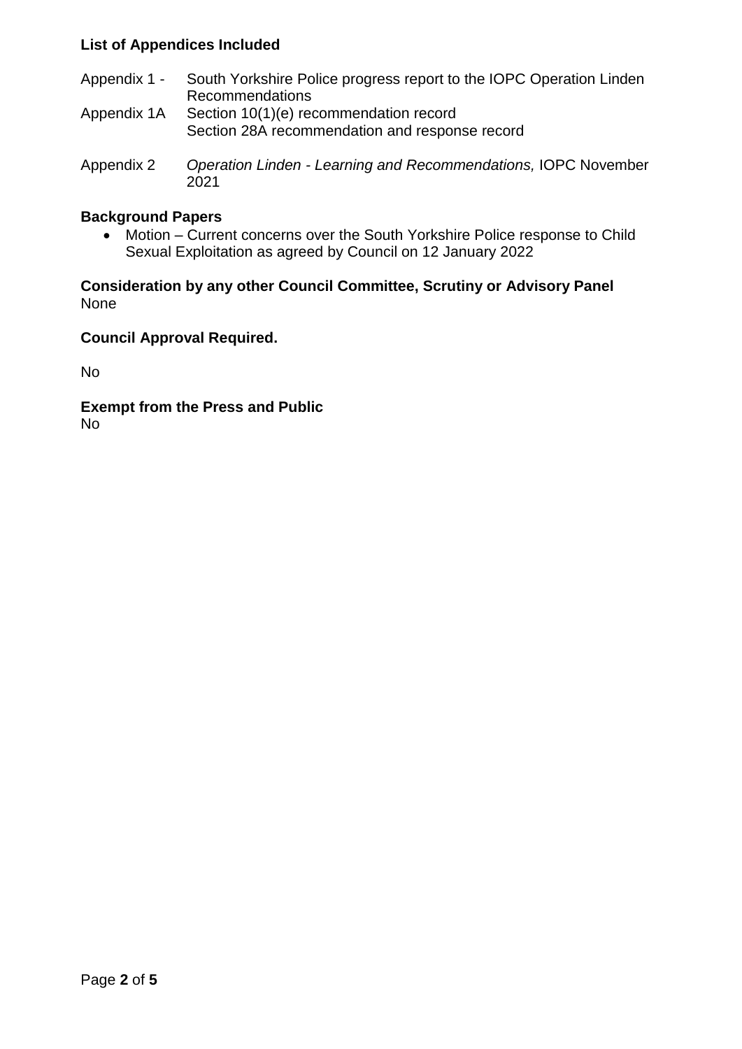**List of Appendices Included**

Appendix 1 - South Yorkshire Police progress report to the IOPC Operation Linden Recommendations

Appendix 1A Section 10(1)(e) recommendation record
Section 28A recommendation and response record

Appendix 2 *Operation Linden - Learning and Recommendations,* IOPC November 2021

**Background Papers**

- Motion – Current concerns over the South Yorkshire Police response to Child Sexual Exploitation as agreed by Council on 12 January 2022

**Consideration by any other Council Committee, Scrutiny or Advisory Panel**
None

**Council Approval Required.**

No

**Exempt from the Press and Public**
No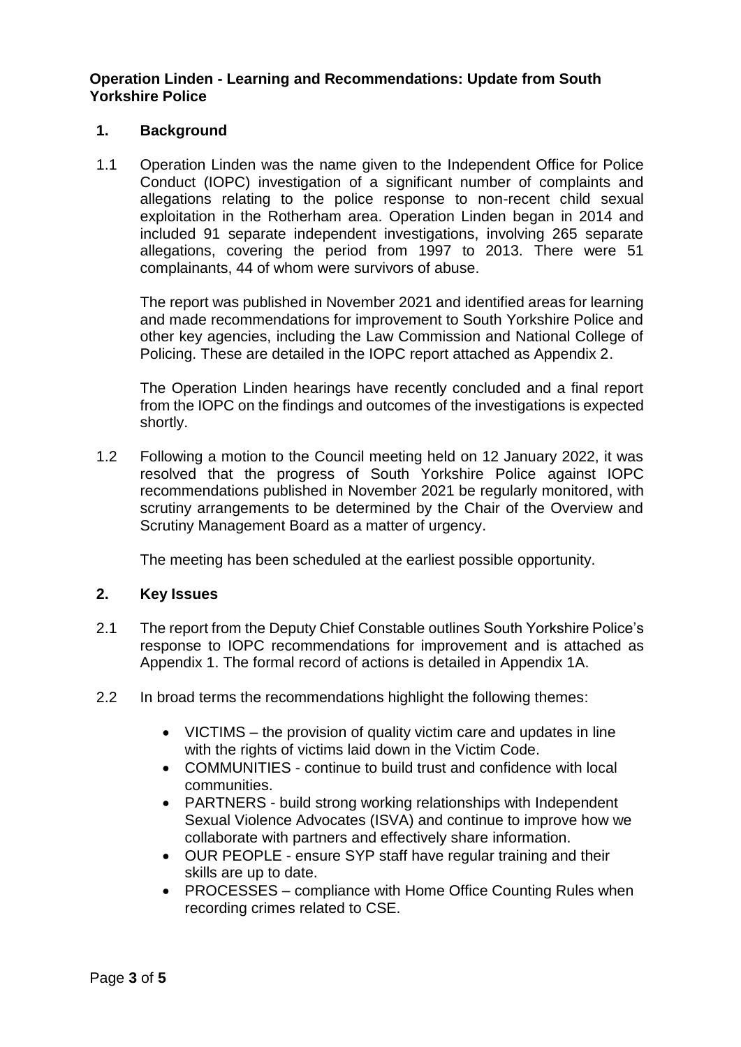**Operation Linden - Learning and Recommendations: Update from South Yorkshire Police**

## 1. Background

1.1 Operation Linden was the name given to the Independent Office for Police Conduct (IOPC) investigation of a significant number of complaints and allegations relating to the police response to non-recent child sexual exploitation in the Rotherham area. Operation Linden began in 2014 and included 91 separate independent investigations, involving 265 separate allegations, covering the period from 1997 to 2013. There were 51 complainants, 44 of whom were survivors of abuse.

The report was published in November 2021 and identified areas for learning and made recommendations for improvement to South Yorkshire Police and other key agencies, including the Law Commission and National College of Policing. These are detailed in the IOPC report attached as Appendix 2.

The Operation Linden hearings have recently concluded and a final report from the IOPC on the findings and outcomes of the investigations is expected shortly.

1.2 Following a motion to the Council meeting held on 12 January 2022, it was resolved that the progress of South Yorkshire Police against IOPC recommendations published in November 2021 be regularly monitored, with scrutiny arrangements to be determined by the Chair of the Overview and Scrutiny Management Board as a matter of urgency.

The meeting has been scheduled at the earliest possible opportunity.

## 2. Key Issues

2.1 The report from the Deputy Chief Constable outlines South Yorkshire Police's response to IOPC recommendations for improvement and is attached as Appendix 1. The formal record of actions is detailed in Appendix 1A.

2.2 In broad terms the recommendations highlight the following themes:

- VICTIMS – the provision of quality victim care and updates in line with the rights of victims laid down in the Victim Code.
- COMMUNITIES - continue to build trust and confidence with local communities.
- PARTNERS - build strong working relationships with Independent Sexual Violence Advocates (ISVA) and continue to improve how we collaborate with partners and effectively share information.
- OUR PEOPLE - ensure SYP staff have regular training and their skills are up to date.
- PROCESSES – compliance with Home Office Counting Rules when recording crimes related to CSE.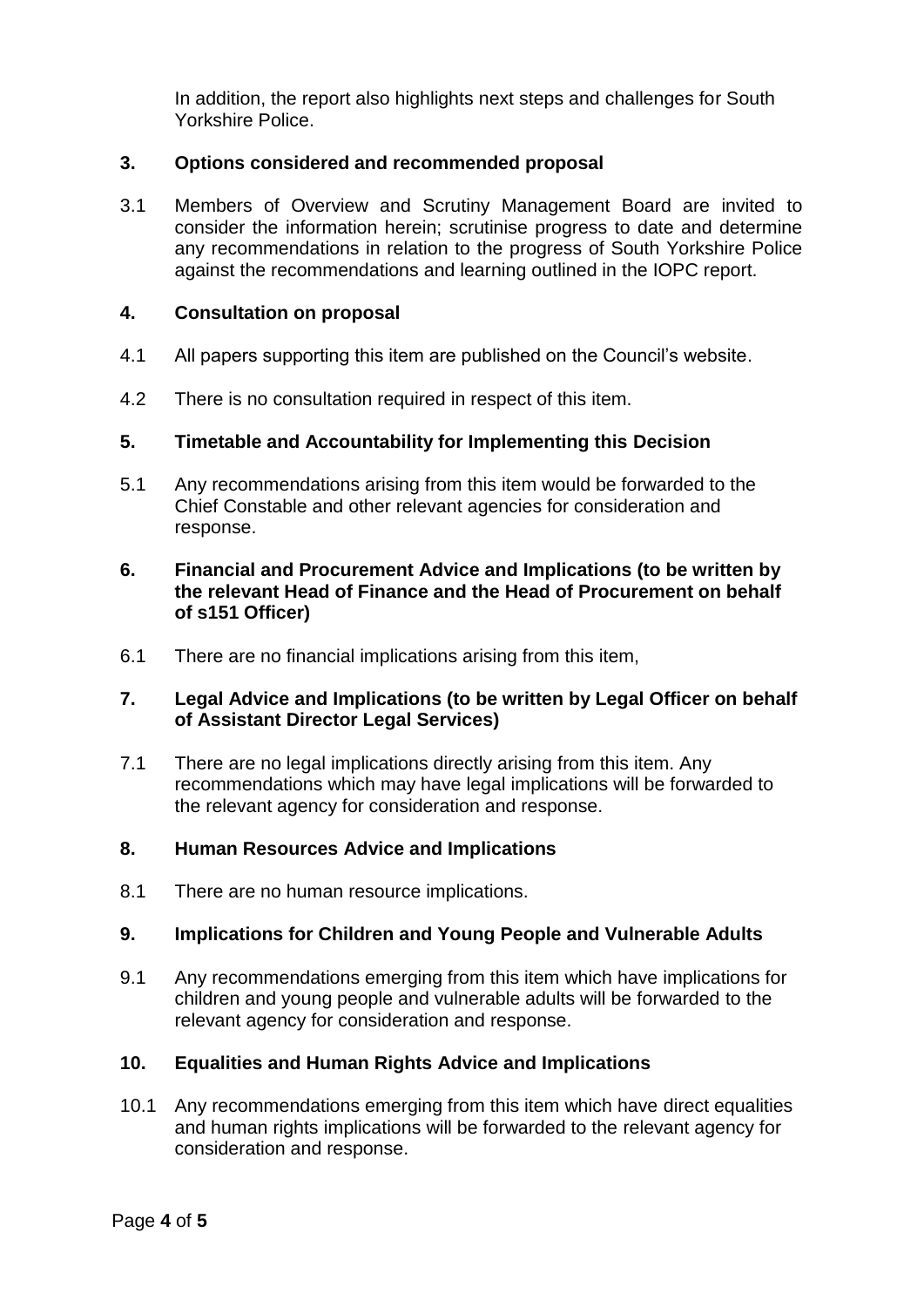In addition, the report also highlights next steps and challenges for South Yorkshire Police.

## 3. Options considered and recommended proposal

3.1 Members of Overview and Scrutiny Management Board are invited to consider the information herein; scrutinise progress to date and determine any recommendations in relation to the progress of South Yorkshire Police against the recommendations and learning outlined in the IOPC report.

## 4. Consultation on proposal

4.1 All papers supporting this item are published on the Council's website.

4.2 There is no consultation required in respect of this item.

## 5. Timetable and Accountability for Implementing this Decision

5.1 Any recommendations arising from this item would be forwarded to the Chief Constable and other relevant agencies for consideration and response.

## 6. Financial and Procurement Advice and Implications (to be written by the relevant Head of Finance and the Head of Procurement on behalf of s151 Officer)

6.1 There are no financial implications arising from this item,

## 7. Legal Advice and Implications (to be written by Legal Officer on behalf of Assistant Director Legal Services)

7.1 There are no legal implications directly arising from this item. Any recommendations which may have legal implications will be forwarded to the relevant agency for consideration and response.

## 8. Human Resources Advice and Implications

8.1 There are no human resource implications.

## 9. Implications for Children and Young People and Vulnerable Adults

9.1 Any recommendations emerging from this item which have implications for children and young people and vulnerable adults will be forwarded to the relevant agency for consideration and response.

## 10. Equalities and Human Rights Advice and Implications

10.1 Any recommendations emerging from this item which have direct equalities and human rights implications will be forwarded to the relevant agency for consideration and response.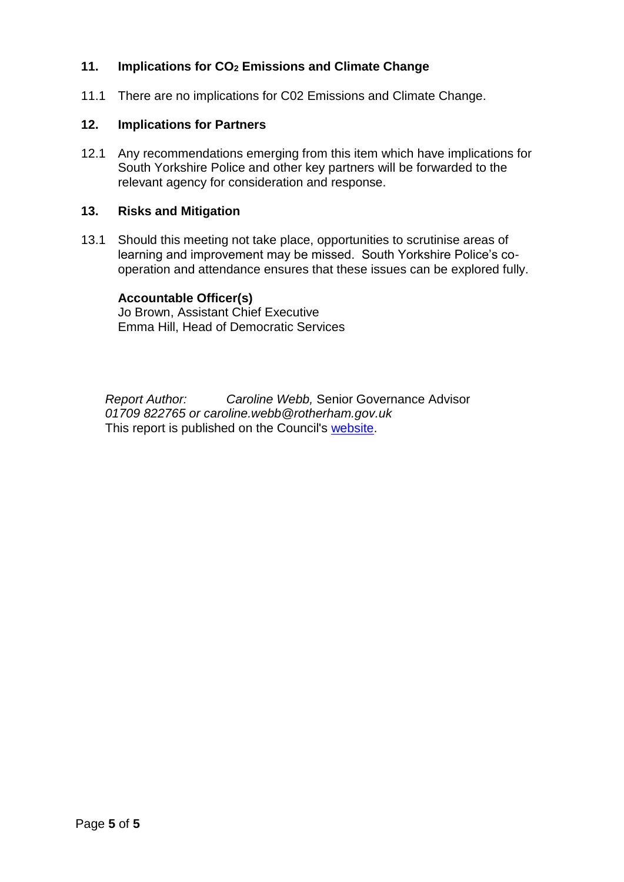## 11. Implications for $CO_2$ Emissions and Climate Change

11.1 There are no implications for C02 Emissions and Climate Change.

## 12. Implications for Partners

12.1 Any recommendations emerging from this item which have implications for South Yorkshire Police and other key partners will be forwarded to the relevant agency for consideration and response.

## 13. Risks and Mitigation

13.1 Should this meeting not take place, opportunities to scrutinise areas of learning and improvement may be missed. South Yorkshire Police's co-operation and attendance ensures that these issues can be explored fully.

**Accountable Officer(s)**
Jo Brown, Assistant Chief Executive
Emma Hill, Head of Democratic Services

*Report Author:* *Caroline Webb,* Senior Governance Advisor
*01709 822765 or caroline.webb@rotherham.gov.uk*
This report is published on the Council's website.